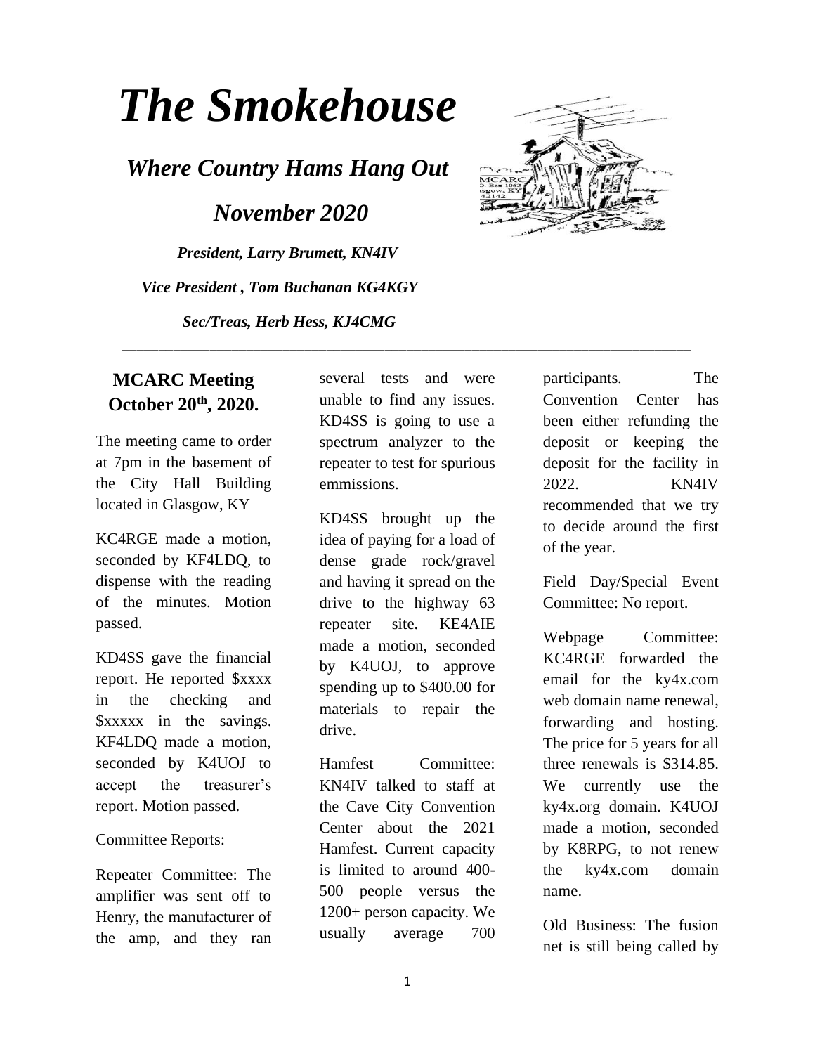# The Smokehouse

## *Where Country Hams Hang Out*

## *November 2020*

***President, Larry Brumett, KN4IV***

***Vice President , Tom Buchanan KG4KGY***

***Sec/Treas, Herb Hess, KJ4CMG***

---

### MCARC Meeting October 20th, 2020.

The meeting came to order at 7pm in the basement of the City Hall Building located in Glasgow, KY

KC4RGE made a motion, seconded by KF4LDQ, to dispense with the reading of the minutes. Motion passed.

KD4SS gave the financial report. He reported $xxxx in the checking and $xxxxx in the savings. KF4LDQ made a motion, seconded by K4UOJ to accept the treasurer's report. Motion passed.

Committee Reports:

Repeater Committee: The amplifier was sent off to Henry, the manufacturer of the amp, and they ran several tests and were unable to find any issues. KD4SS is going to use a spectrum analyzer to the repeater to test for spurious emmissions.

KD4SS brought up the idea of paying for a load of dense grade rock/gravel and having it spread on the drive to the highway 63 repeater site. KE4AIE made a motion, seconded by K4UOJ, to approve spending up to $400.00 for materials to repair the drive.

Hamfest Committee: KN4IV talked to staff at the Cave City Convention Center about the 2021 Hamfest. Current capacity is limited to around 400-500 people versus the 1200+ person capacity. We usually average 700 participants. The Convention Center has been either refunding the deposit or keeping the deposit for the facility in 2022. KN4IV recommended that we try to decide around the first of the year.

Field Day/Special Event Committee: No report.

Webpage Committee: KC4RGE forwarded the email for the ky4x.com web domain name renewal, forwarding and hosting. The price for 5 years for all three renewals is $314.85. We currently use the ky4x.org domain. K4UOJ made a motion, seconded by K8RPG, to not renew the ky4x.com domain name.

Old Business: The fusion net is still being called by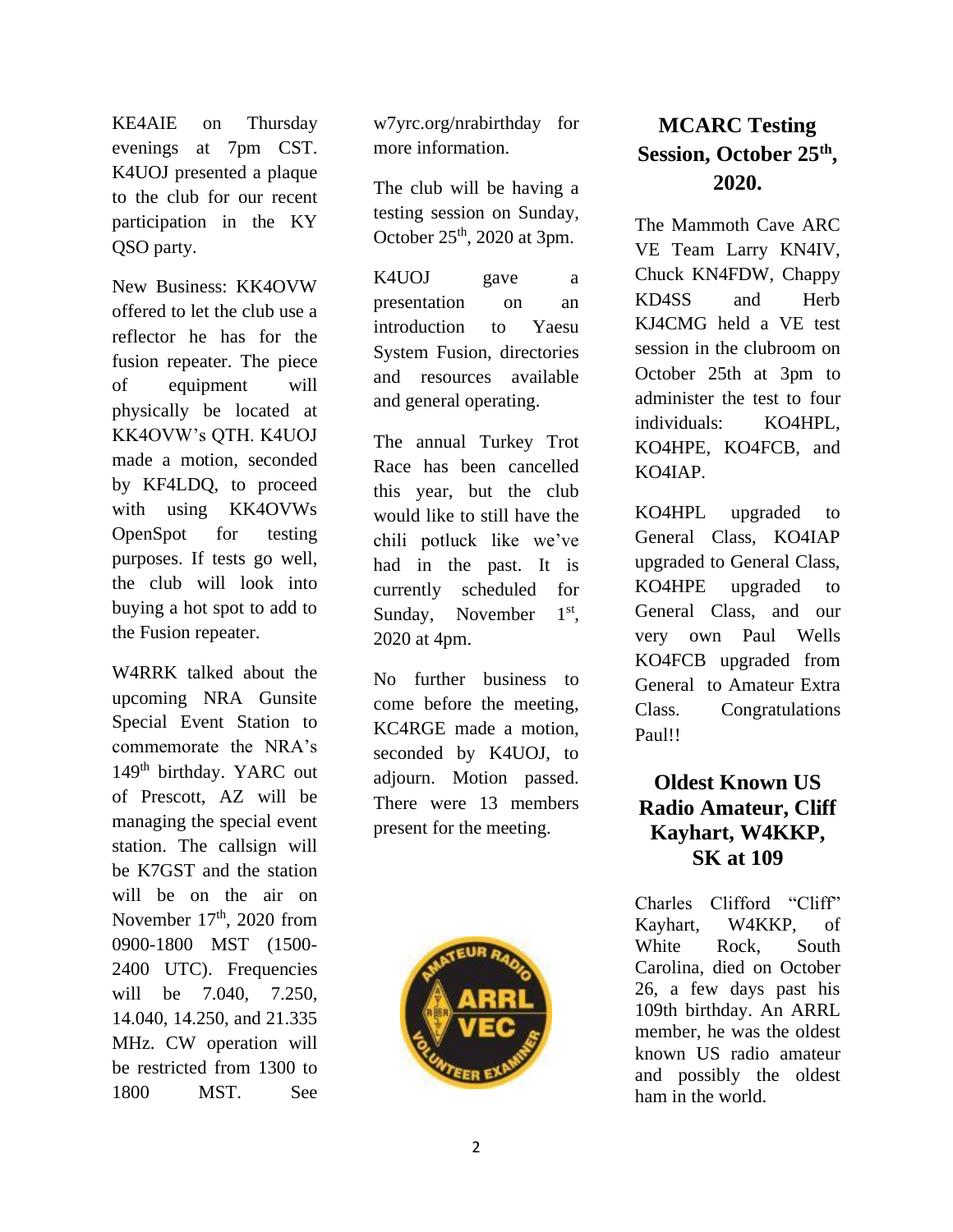KE4AIE on Thursday evenings at 7pm CST. K4UOJ presented a plaque to the club for our recent participation in the KY QSO party.

New Business: KK4OVW offered to let the club use a reflector he has for the fusion repeater. The piece of equipment will physically be located at KK4OVW's QTH. K4UOJ made a motion, seconded by KF4LDQ, to proceed with using KK4OVWs OpenSpot for testing purposes. If tests go well, the club will look into buying a hot spot to add to the Fusion repeater.

W4RRK talked about the upcoming NRA Gunsite Special Event Station to commemorate the NRA's 149th birthday. YARC out of Prescott, AZ will be managing the special event station. The callsign will be K7GST and the station will be on the air on November 17th, 2020 from 0900-1800 MST (1500-2400 UTC). Frequencies will be 7.040, 7.250, 14.040, 14.250, and 21.335 MHz. CW operation will be restricted from 1300 to 1800 MST. See w7yrc.org/nrabirthday for more information.

The club will be having a testing session on Sunday, October 25th, 2020 at 3pm.

K4UOJ gave a presentation on an introduction to Yaesu System Fusion, directories and resources available and general operating.

The annual Turkey Trot Race has been cancelled this year, but the club would like to still have the chili potluck like we've had in the past. It is currently scheduled for Sunday, November 1st, 2020 at 4pm.

No further business to come before the meeting, KC4RGE made a motion, seconded by K4UOJ, to adjourn. Motion passed. There were 13 members present for the meeting.

## MCARC Testing Session, October 25th, 2020.

The Mammoth Cave ARC VE Team Larry KN4IV, Chuck KN4FDW, Chappy KD4SS and Herb KJ4CMG held a VE test session in the clubroom on October 25th at 3pm to administer the test to four individuals: KO4HPL, KO4HPE, KO4FCB, and KO4IAP.

KO4HPL upgraded to General Class, KO4IAP upgraded to General Class, KO4HPE upgraded to General Class, and our very own Paul Wells KO4FCB upgraded from General to Amateur Extra Class. Congratulations Paul!!

## Oldest Known US Radio Amateur, Cliff Kayhart, W4KKP, SK at 109

Charles Clifford "Cliff" Kayhart, W4KKP, of White Rock, South Carolina, died on October 26, a few days past his 109th birthday. An ARRL member, he was the oldest known US radio amateur and possibly the oldest ham in the world.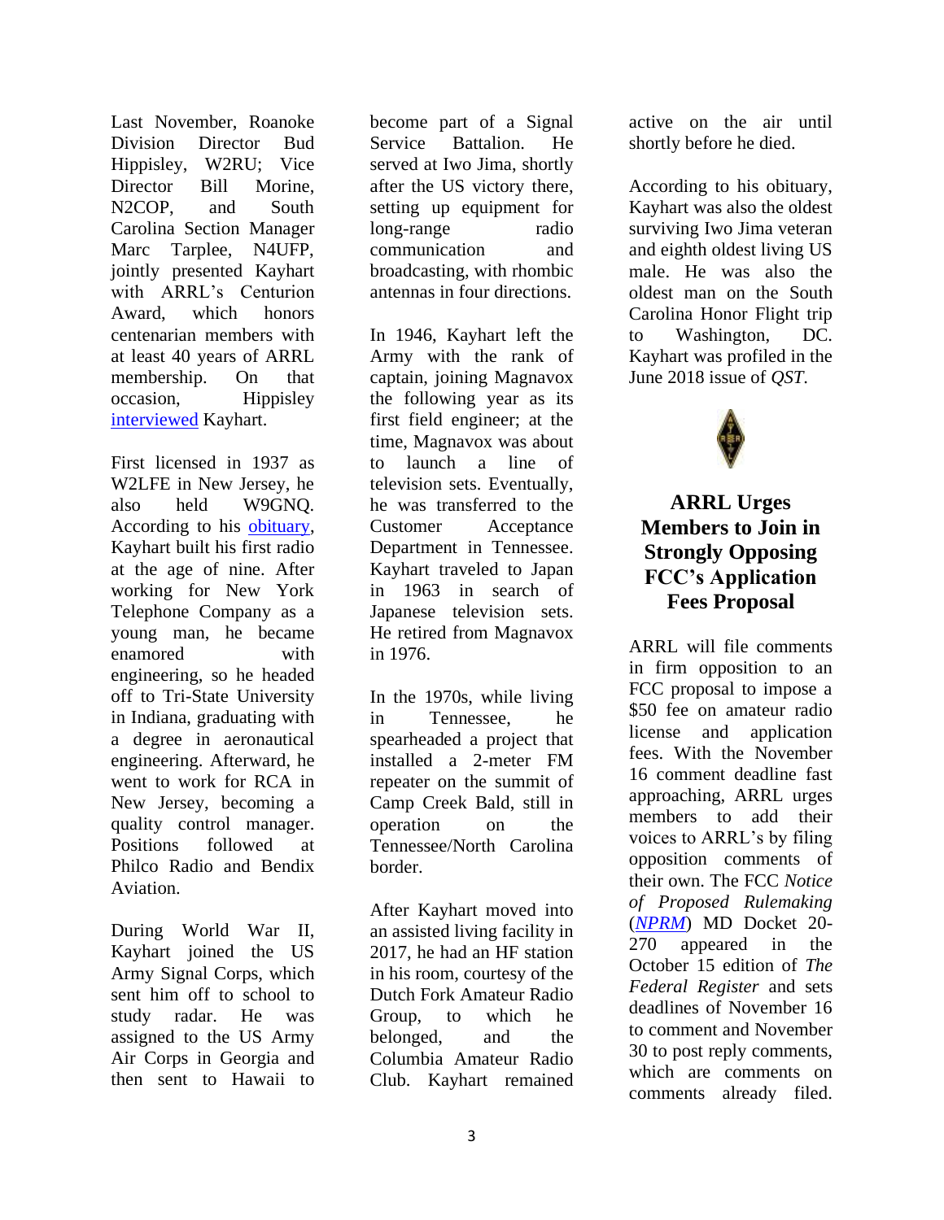Last November, Roanoke Division Director Bud Hippisley, W2RU; Vice Director Bill Morine, N2COP, and South Carolina Section Manager Marc Tarplee, N4UFP, jointly presented Kayhart with ARRL's Centurion Award, which honors centenarian members with at least 40 years of ARRL membership. On that occasion, Hippisley interviewed Kayhart.

First licensed in 1937 as W2LFE in New Jersey, he also held W9GNQ. According to his obituary, Kayhart built his first radio at the age of nine. After working for New York Telephone Company as a young man, he became enamored with engineering, so he headed off to Tri-State University in Indiana, graduating with a degree in aeronautical engineering. Afterward, he went to work for RCA in New Jersey, becoming a quality control manager. Positions followed at Philco Radio and Bendix Aviation.

During World War II, Kayhart joined the US Army Signal Corps, which sent him off to school to study radar. He was assigned to the US Army Air Corps in Georgia and then sent to Hawaii to become part of a Signal Service Battalion. He served at Iwo Jima, shortly after the US victory there, setting up equipment for long-range radio communication and broadcasting, with rhombic antennas in four directions.

In 1946, Kayhart left the Army with the rank of captain, joining Magnavox the following year as its first field engineer; at the time, Magnavox was about to launch a line of television sets. Eventually, he was transferred to the Customer Acceptance Department in Tennessee. Kayhart traveled to Japan in 1963 in search of Japanese television sets. He retired from Magnavox in 1976.

In the 1970s, while living in Tennessee, he spearheaded a project that installed a 2-meter FM repeater on the summit of Camp Creek Bald, still in operation on the Tennessee/North Carolina border.

After Kayhart moved into an assisted living facility in 2017, he had an HF station in his room, courtesy of the Dutch Fork Amateur Radio Group, to which he belonged, and the Columbia Amateur Radio Club. Kayhart remained active on the air until shortly before he died.

According to his obituary, Kayhart was also the oldest surviving Iwo Jima veteran and eighth oldest living US male. He was also the oldest man on the South Carolina Honor Flight trip to Washington, DC. Kayhart was profiled in the June 2018 issue of *QST*.

## ARRL Urges Members to Join in Strongly Opposing FCC's Application Fees Proposal

ARRL will file comments in firm opposition to an FCC proposal to impose a $50 fee on amateur radio license and application fees. With the November 16 comment deadline fast approaching, ARRL urges members to add their voices to ARRL's by filing opposition comments of their own. The FCC *Notice of Proposed Rulemaking* (*NPRM*) MD Docket 20-270 appeared in the October 15 edition of *The Federal Register* and sets deadlines of November 16 to comment and November 30 to post reply comments, which are comments on comments already filed.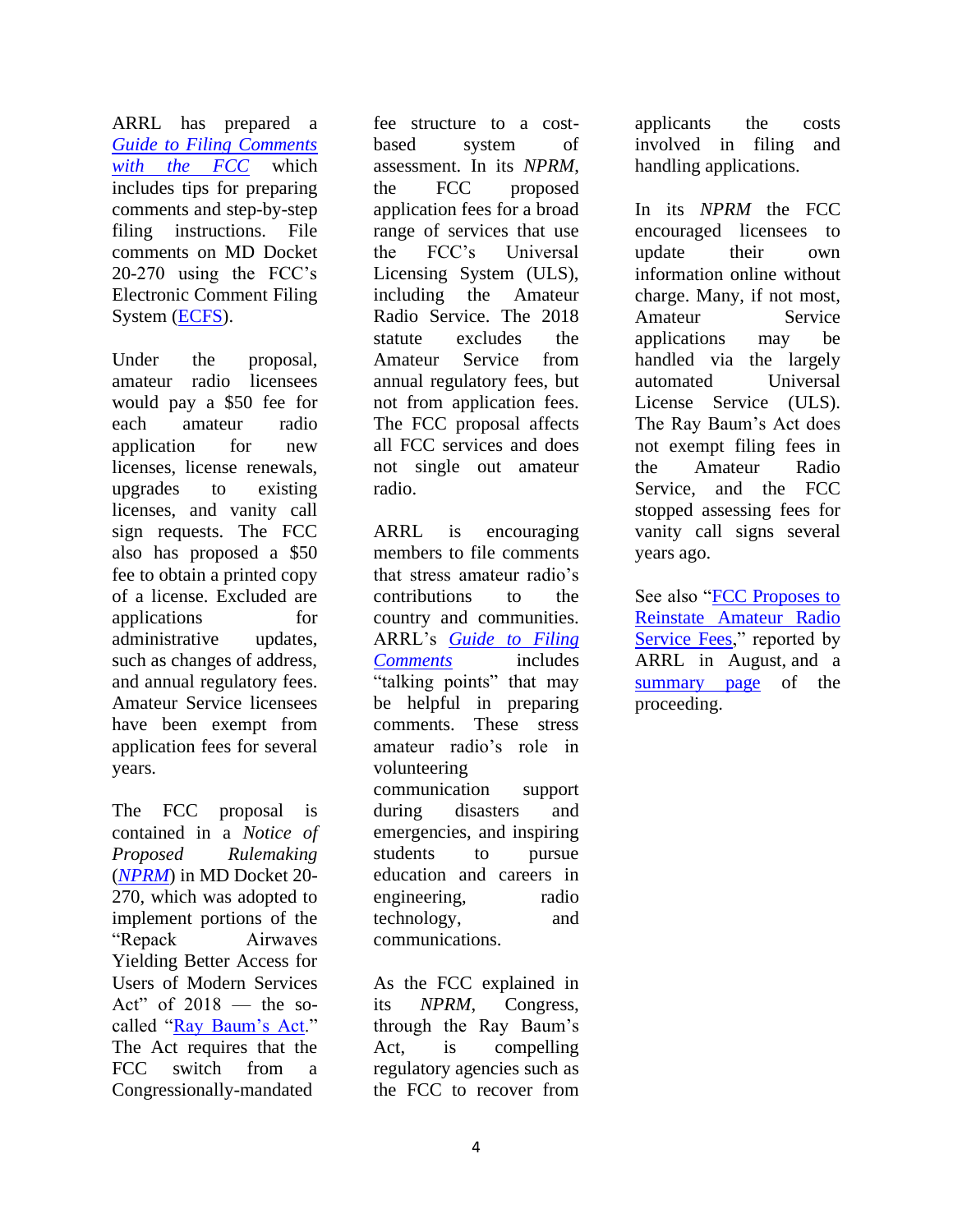ARRL has prepared a *Guide to Filing Comments with the FCC* which includes tips for preparing comments and step-by-step filing instructions. File comments on MD Docket 20-270 using the FCC's Electronic Comment Filing System (ECFS).

Under the proposal, amateur radio licensees would pay a $50 fee for each amateur radio application for new licenses, license renewals, upgrades to existing licenses, and vanity call sign requests. The FCC also has proposed a $50 fee to obtain a printed copy of a license. Excluded are applications for administrative updates, such as changes of address, and annual regulatory fees. Amateur Service licensees have been exempt from application fees for several years.

The FCC proposal is contained in a *Notice of Proposed Rulemaking* (*NPRM*) in MD Docket 20-270, which was adopted to implement portions of the "Repack Airwaves Yielding Better Access for Users of Modern Services Act" of 2018 — the so-called "Ray Baum's Act." The Act requires that the FCC switch from a Congressionally-mandated fee structure to a cost-based system of assessment. In its *NPRM*, the FCC proposed application fees for a broad range of services that use the FCC's Universal Licensing System (ULS), including the Amateur Radio Service. The 2018 statute excludes the Amateur Service from annual regulatory fees, but not from application fees. The FCC proposal affects all FCC services and does not single out amateur radio.

ARRL is encouraging members to file comments that stress amateur radio's contributions to the country and communities. ARRL's *Guide to Filing Comments* includes "talking points" that may be helpful in preparing comments. These stress amateur radio's role in volunteering communication support during disasters and emergencies, and inspiring students to pursue education and careers in engineering, radio technology, and communications.

As the FCC explained in its *NPRM*, Congress, through the Ray Baum's Act, is compelling regulatory agencies such as the FCC to recover from applicants the costs involved in filing and handling applications.

In its *NPRM* the FCC encouraged licensees to update their own information online without charge. Many, if not most, Amateur Service applications may be handled via the largely automated Universal License Service (ULS). The Ray Baum's Act does not exempt filing fees in the Amateur Radio Service, and the FCC stopped assessing fees for vanity call signs several years ago.

See also "FCC Proposes to Reinstate Amateur Radio Service Fees," reported by ARRL in August, and a summary page of the proceeding.